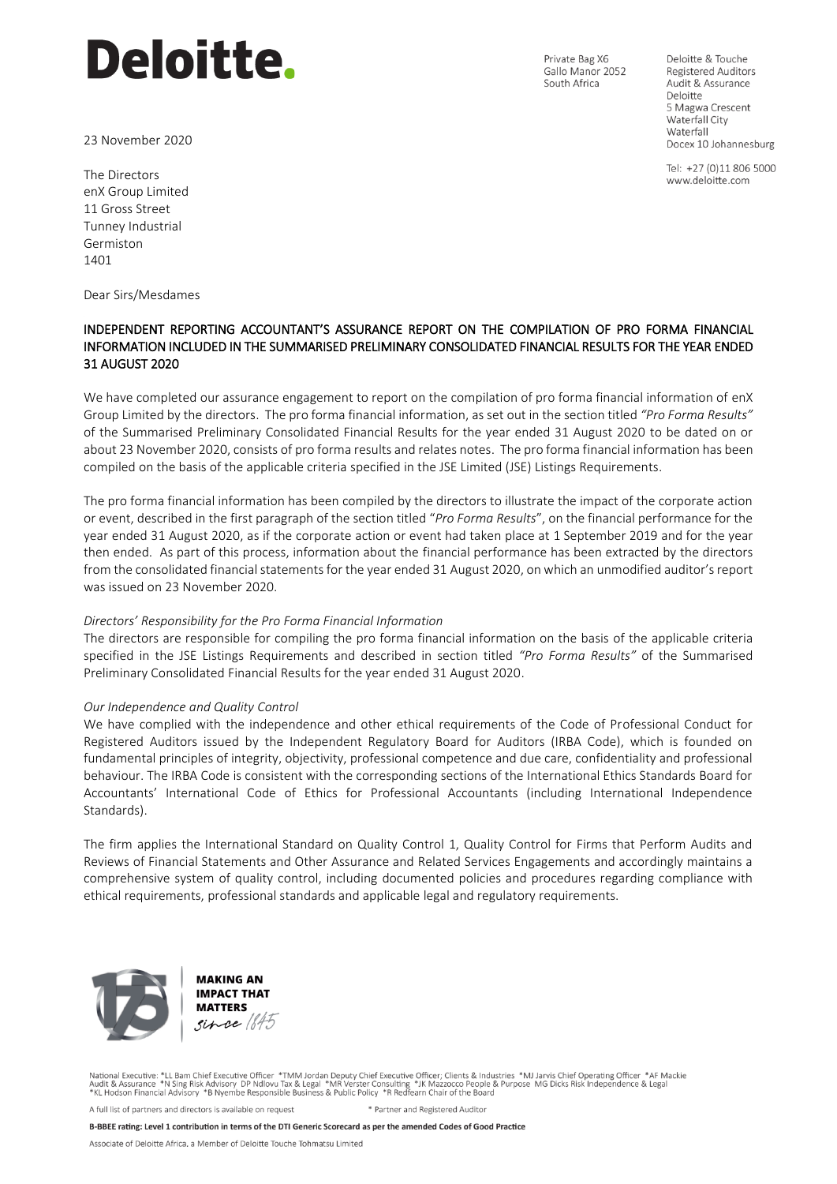# Deloitte.

Private Bag X6
Gallo Manor 2052
South Africa

Deloitte & Touche
Registered Auditors
Audit & Assurance
Deloitte
5 Magwa Crescent
Waterfall City
Waterfall
Docex 10 Johannesburg

Tel: +27 (0)11 806 5000
www.deloitte.com

23 November 2020

The Directors
enX Group Limited
11 Gross Street
Tunney Industrial
Germiston
1401

Dear Sirs/Mesdames

**INDEPENDENT REPORTING ACCOUNTANT'S ASSURANCE REPORT ON THE COMPILATION OF PRO FORMA FINANCIAL INFORMATION INCLUDED IN THE SUMMARISED PRELIMINARY CONSOLIDATED FINANCIAL RESULTS FOR THE YEAR ENDED 31 AUGUST 2020**

We have completed our assurance engagement to report on the compilation of pro forma financial information of enX Group Limited by the directors. The pro forma financial information, as set out in the section titled *"Pro Forma Results"* of the Summarised Preliminary Consolidated Financial Results for the year ended 31 August 2020 to be dated on or about 23 November 2020, consists of pro forma results and relates notes. The pro forma financial information has been compiled on the basis of the applicable criteria specified in the JSE Limited (JSE) Listings Requirements.

The pro forma financial information has been compiled by the directors to illustrate the impact of the corporate action or event, described in the first paragraph of the section titled "*Pro Forma Results*", on the financial performance for the year ended 31 August 2020, as if the corporate action or event had taken place at 1 September 2019 and for the year then ended. As part of this process, information about the financial performance has been extracted by the directors from the consolidated financial statements for the year ended 31 August 2020, on which an unmodified auditor's report was issued on 23 November 2020.

*Directors' Responsibility for the Pro Forma Financial Information*

The directors are responsible for compiling the pro forma financial information on the basis of the applicable criteria specified in the JSE Listings Requirements and described in section titled *"Pro Forma Results"* of the Summarised Preliminary Consolidated Financial Results for the year ended 31 August 2020.

*Our Independence and Quality Control*

We have complied with the independence and other ethical requirements of the Code of Professional Conduct for Registered Auditors issued by the Independent Regulatory Board for Auditors (IRBA Code), which is founded on fundamental principles of integrity, objectivity, professional competence and due care, confidentiality and professional behaviour. The IRBA Code is consistent with the corresponding sections of the International Ethics Standards Board for Accountants' International Code of Ethics for Professional Accountants (including International Independence Standards).

The firm applies the International Standard on Quality Control 1, Quality Control for Firms that Perform Audits and Reviews of Financial Statements and Other Assurance and Related Services Engagements and accordingly maintains a comprehensive system of quality control, including documented policies and procedures regarding compliance with ethical requirements, professional standards and applicable legal and regulatory requirements.

MAKING AN IMPACT THAT MATTERS since 1845

National Executive: *LL Bam Chief Executive Officer *TMM Jordan Deputy Chief Executive Officer; Clients & Industries *MJ Jarvis Chief Operating Officer *AF Mackie Audit & Assurance *N Sing Risk Advisory DP Ndlovu Tax & Legal *MR Verster Consulting *JK Mazzocco People & Purpose MG Dicks Risk Independence & Legal *KL Hodson Financial Advisory *B Nyembe Responsible Business & Public Policy *R Redfearn Chair of the Board

A full list of partners and directors is available on request * Partner and Registered Auditor

**B-BBEE rating: Level 1 contribution in terms of the DTI Generic Scorecard as per the amended Codes of Good Practice**

Associate of Deloitte Africa, a Member of Deloitte Touche Tohmatsu Limited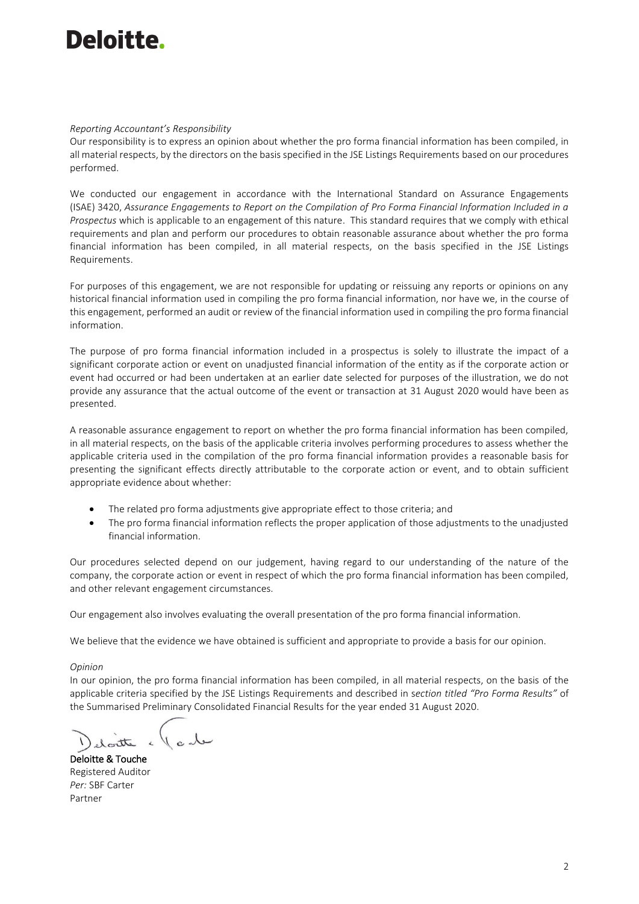Deloitte.

*Reporting Accountant's Responsibility*

Our responsibility is to express an opinion about whether the pro forma financial information has been compiled, in all material respects, by the directors on the basis specified in the JSE Listings Requirements based on our procedures performed.

We conducted our engagement in accordance with the International Standard on Assurance Engagements (ISAE) 3420, *Assurance Engagements to Report on the Compilation of Pro Forma Financial Information Included in a Prospectus* which is applicable to an engagement of this nature. This standard requires that we comply with ethical requirements and plan and perform our procedures to obtain reasonable assurance about whether the pro forma financial information has been compiled, in all material respects, on the basis specified in the JSE Listings Requirements.

For purposes of this engagement, we are not responsible for updating or reissuing any reports or opinions on any historical financial information used in compiling the pro forma financial information, nor have we, in the course of this engagement, performed an audit or review of the financial information used in compiling the pro forma financial information.

The purpose of pro forma financial information included in a prospectus is solely to illustrate the impact of a significant corporate action or event on unadjusted financial information of the entity as if the corporate action or event had occurred or had been undertaken at an earlier date selected for purposes of the illustration, we do not provide any assurance that the actual outcome of the event or transaction at 31 August 2020 would have been as presented.

A reasonable assurance engagement to report on whether the pro forma financial information has been compiled, in all material respects, on the basis of the applicable criteria involves performing procedures to assess whether the applicable criteria used in the compilation of the pro forma financial information provides a reasonable basis for presenting the significant effects directly attributable to the corporate action or event, and to obtain sufficient appropriate evidence about whether:

- The related pro forma adjustments give appropriate effect to those criteria; and
- The pro forma financial information reflects the proper application of those adjustments to the unadjusted financial information.

Our procedures selected depend on our judgement, having regard to our understanding of the nature of the company, the corporate action or event in respect of which the pro forma financial information has been compiled, and other relevant engagement circumstances.

Our engagement also involves evaluating the overall presentation of the pro forma financial information.

We believe that the evidence we have obtained is sufficient and appropriate to provide a basis for our opinion.

*Opinion*

In our opinion, the pro forma financial information has been compiled, in all material respects, on the basis of the applicable criteria specified by the JSE Listings Requirements and described in s*ection titled "Pro Forma Results"* of the Summarised Preliminary Consolidated Financial Results for the year ended 31 August 2020.

Deloitte & Touche
Registered Auditor
*Per:* SBF Carter
Partner